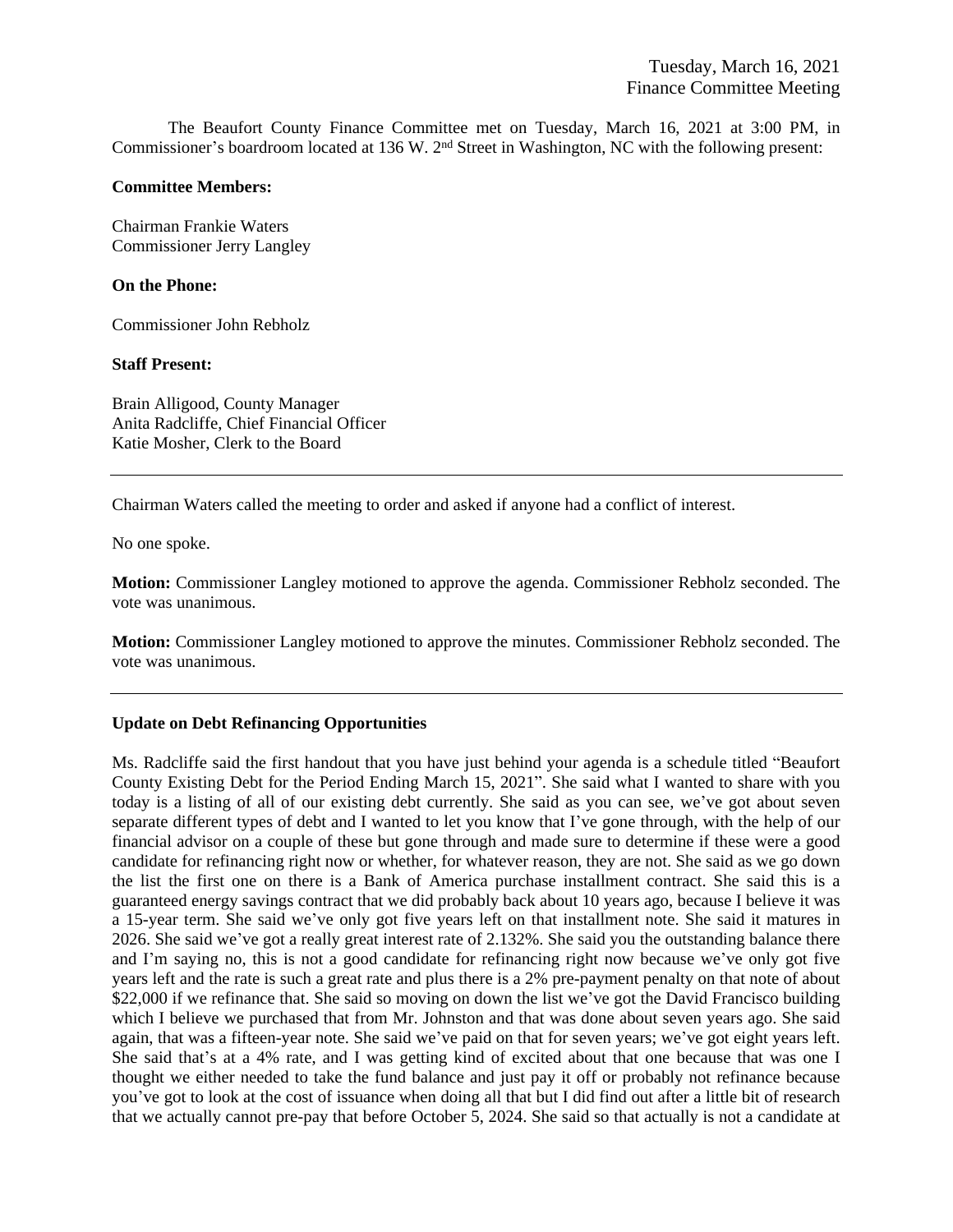Tuesday, March 16, 2021
Finance Committee Meeting

The Beaufort County Finance Committee met on Tuesday, March 16, 2021 at 3:00 PM, in Commissioner's boardroom located at 136 W. 2nd Street in Washington, NC with the following present:

**Committee Members:**

Chairman Frankie Waters
Commissioner Jerry Langley

**On the Phone:**

Commissioner John Rebholz

**Staff Present:**

Brain Alligood, County Manager
Anita Radcliffe, Chief Financial Officer
Katie Mosher, Clerk to the Board

---

Chairman Waters called the meeting to order and asked if anyone had a conflict of interest.

No one spoke.

**Motion:** Commissioner Langley motioned to approve the agenda. Commissioner Rebholz seconded. The vote was unanimous.

**Motion:** Commissioner Langley motioned to approve the minutes. Commissioner Rebholz seconded. The vote was unanimous.

---

**Update on Debt Refinancing Opportunities**

Ms. Radcliffe said the first handout that you have just behind your agenda is a schedule titled "Beaufort County Existing Debt for the Period Ending March 15, 2021". She said what I wanted to share with you today is a listing of all of our existing debt currently. She said as you can see, we've got about seven separate different types of debt and I wanted to let you know that I've gone through, with the help of our financial advisor on a couple of these but gone through and made sure to determine if these were a good candidate for refinancing right now or whether, for whatever reason, they are not. She said as we go down the list the first one on there is a Bank of America purchase installment contract. She said this is a guaranteed energy savings contract that we did probably back about 10 years ago, because I believe it was a 15-year term. She said we've only got five years left on that installment note. She said it matures in 2026. She said we've got a really great interest rate of 2.132%. She said you the outstanding balance there and I'm saying no, this is not a good candidate for refinancing right now because we've only got five years left and the rate is such a great rate and plus there is a 2% pre-payment penalty on that note of about $22,000 if we refinance that. She said so moving on down the list we've got the David Francisco building which I believe we purchased that from Mr. Johnston and that was done about seven years ago. She said again, that was a fifteen-year note. She said we've paid on that for seven years; we've got eight years left. She said that's at a 4% rate, and I was getting kind of excited about that one because that was one I thought we either needed to take the fund balance and just pay it off or probably not refinance because you've got to look at the cost of issuance when doing all that but I did find out after a little bit of research that we actually cannot pre-pay that before October 5, 2024. She said so that actually is not a candidate at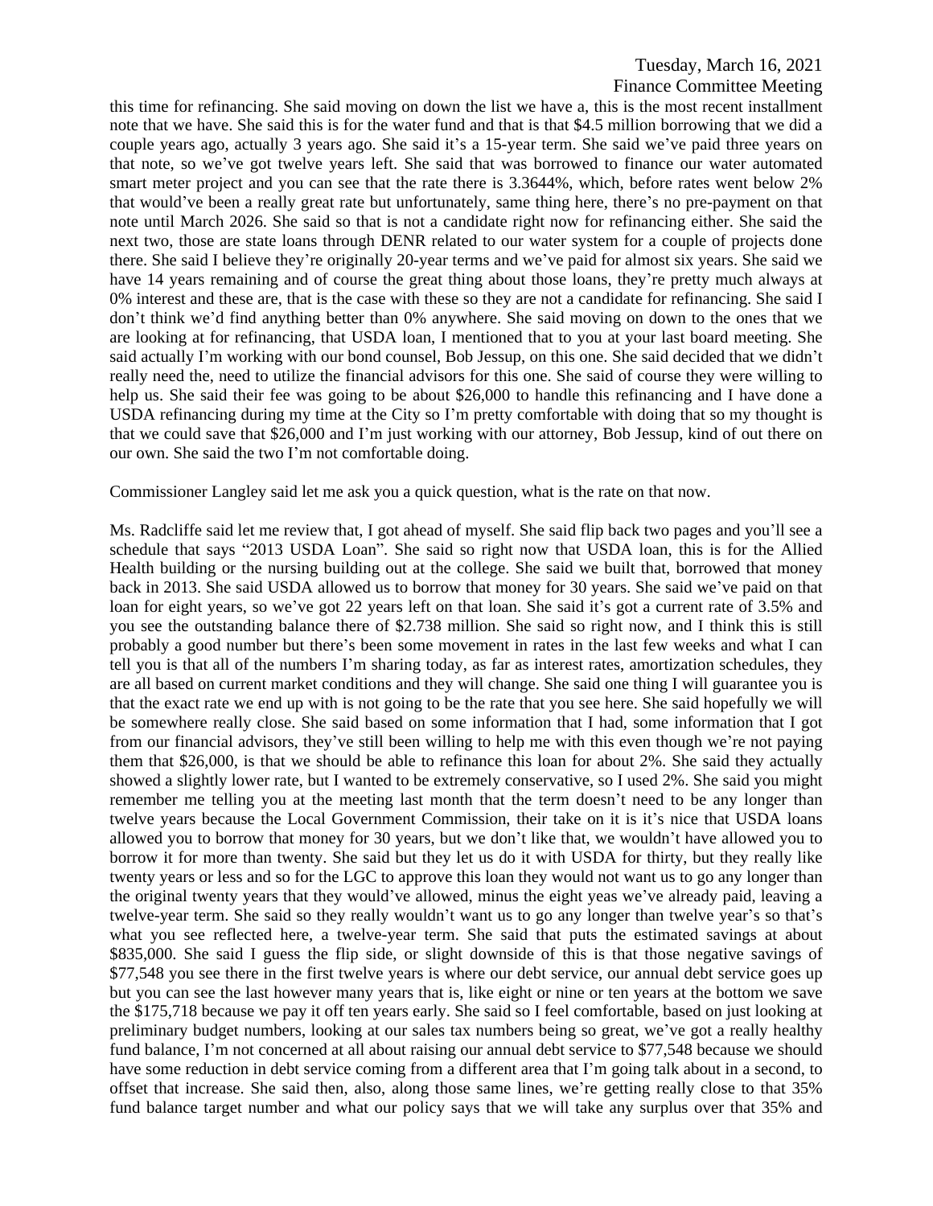this time for refinancing. She said moving on down the list we have a, this is the most recent installment note that we have. She said this is for the water fund and that is that $4.5 million borrowing that we did a couple years ago, actually 3 years ago. She said it's a 15-year term. She said we've paid three years on that note, so we've got twelve years left. She said that was borrowed to finance our water automated smart meter project and you can see that the rate there is 3.3644%, which, before rates went below 2% that would've been a really great rate but unfortunately, same thing here, there's no pre-payment on that note until March 2026. She said so that is not a candidate right now for refinancing either. She said the next two, those are state loans through DENR related to our water system for a couple of projects done there. She said I believe they're originally 20-year terms and we've paid for almost six years. She said we have 14 years remaining and of course the great thing about those loans, they're pretty much always at 0% interest and these are, that is the case with these so they are not a candidate for refinancing. She said I don't think we'd find anything better than 0% anywhere. She said moving on down to the ones that we are looking at for refinancing, that USDA loan, I mentioned that to you at your last board meeting. She said actually I'm working with our bond counsel, Bob Jessup, on this one. She said decided that we didn't really need the, need to utilize the financial advisors for this one. She said of course they were willing to help us. She said their fee was going to be about $26,000 to handle this refinancing and I have done a USDA refinancing during my time at the City so I'm pretty comfortable with doing that so my thought is that we could save that $26,000 and I'm just working with our attorney, Bob Jessup, kind of out there on our own. She said the two I'm not comfortable doing.

Commissioner Langley said let me ask you a quick question, what is the rate on that now.

Ms. Radcliffe said let me review that, I got ahead of myself. She said flip back two pages and you'll see a schedule that says "2013 USDA Loan". She said so right now that USDA loan, this is for the Allied Health building or the nursing building out at the college. She said we built that, borrowed that money back in 2013. She said USDA allowed us to borrow that money for 30 years. She said we've paid on that loan for eight years, so we've got 22 years left on that loan. She said it's got a current rate of 3.5% and you see the outstanding balance there of $2.738 million. She said so right now, and I think this is still probably a good number but there's been some movement in rates in the last few weeks and what I can tell you is that all of the numbers I'm sharing today, as far as interest rates, amortization schedules, they are all based on current market conditions and they will change. She said one thing I will guarantee you is that the exact rate we end up with is not going to be the rate that you see here. She said hopefully we will be somewhere really close. She said based on some information that I had, some information that I got from our financial advisors, they've still been willing to help me with this even though we're not paying them that $26,000, is that we should be able to refinance this loan for about 2%. She said they actually showed a slightly lower rate, but I wanted to be extremely conservative, so I used 2%. She said you might remember me telling you at the meeting last month that the term doesn't need to be any longer than twelve years because the Local Government Commission, their take on it is it's nice that USDA loans allowed you to borrow that money for 30 years, but we don't like that, we wouldn't have allowed you to borrow it for more than twenty. She said but they let us do it with USDA for thirty, but they really like twenty years or less and so for the LGC to approve this loan they would not want us to go any longer than the original twenty years that they would've allowed, minus the eight yeas we've already paid, leaving a twelve-year term. She said so they really wouldn't want us to go any longer than twelve year's so that's what you see reflected here, a twelve-year term. She said that puts the estimated savings at about $835,000. She said I guess the flip side, or slight downside of this is that those negative savings of $77,548 you see there in the first twelve years is where our debt service, our annual debt service goes up but you can see the last however many years that is, like eight or nine or ten years at the bottom we save the $175,718 because we pay it off ten years early. She said so I feel comfortable, based on just looking at preliminary budget numbers, looking at our sales tax numbers being so great, we've got a really healthy fund balance, I'm not concerned at all about raising our annual debt service to $77,548 because we should have some reduction in debt service coming from a different area that I'm going talk about in a second, to offset that increase. She said then, also, along those same lines, we're getting really close to that 35% fund balance target number and what our policy says that we will take any surplus over that 35% and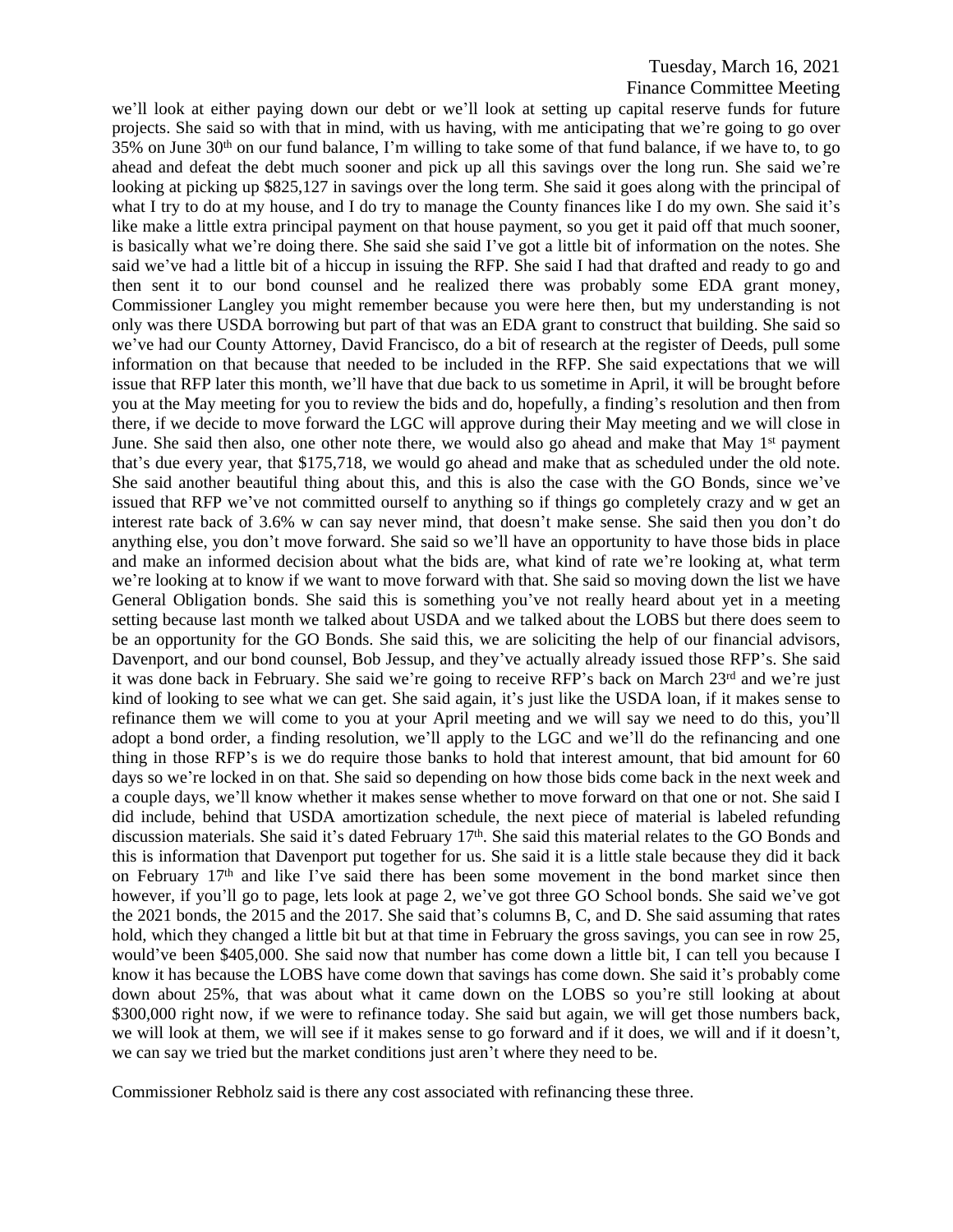we'll look at either paying down our debt or we'll look at setting up capital reserve funds for future projects. She said so with that in mind, with us having, with me anticipating that we're going to go over 35% on June 30th on our fund balance, I'm willing to take some of that fund balance, if we have to, to go ahead and defeat the debt much sooner and pick up all this savings over the long run. She said we're looking at picking up $825,127 in savings over the long term. She said it goes along with the principal of what I try to do at my house, and I do try to manage the County finances like I do my own. She said it's like make a little extra principal payment on that house payment, so you get it paid off that much sooner, is basically what we're doing there. She said she said I've got a little bit of information on the notes. She said we've had a little bit of a hiccup in issuing the RFP. She said I had that drafted and ready to go and then sent it to our bond counsel and he realized there was probably some EDA grant money, Commissioner Langley you might remember because you were here then, but my understanding is not only was there USDA borrowing but part of that was an EDA grant to construct that building. She said so we've had our County Attorney, David Francisco, do a bit of research at the register of Deeds, pull some information on that because that needed to be included in the RFP. She said expectations that we will issue that RFP later this month, we'll have that due back to us sometime in April, it will be brought before you at the May meeting for you to review the bids and do, hopefully, a finding's resolution and then from there, if we decide to move forward the LGC will approve during their May meeting and we will close in June. She said then also, one other note there, we would also go ahead and make that May 1st payment that's due every year, that $175,718, we would go ahead and make that as scheduled under the old note. She said another beautiful thing about this, and this is also the case with the GO Bonds, since we've issued that RFP we've not committed ourself to anything so if things go completely crazy and w get an interest rate back of 3.6% w can say never mind, that doesn't make sense. She said then you don't do anything else, you don't move forward. She said so we'll have an opportunity to have those bids in place and make an informed decision about what the bids are, what kind of rate we're looking at, what term we're looking at to know if we want to move forward with that. She said so moving down the list we have General Obligation bonds. She said this is something you've not really heard about yet in a meeting setting because last month we talked about USDA and we talked about the LOBS but there does seem to be an opportunity for the GO Bonds. She said this, we are soliciting the help of our financial advisors, Davenport, and our bond counsel, Bob Jessup, and they've actually already issued those RFP's. She said it was done back in February. She said we're going to receive RFP's back on March 23rd and we're just kind of looking to see what we can get. She said again, it's just like the USDA loan, if it makes sense to refinance them we will come to you at your April meeting and we will say we need to do this, you'll adopt a bond order, a finding resolution, we'll apply to the LGC and we'll do the refinancing and one thing in those RFP's is we do require those banks to hold that interest amount, that bid amount for 60 days so we're locked in on that. She said so depending on how those bids come back in the next week and a couple days, we'll know whether it makes sense whether to move forward on that one or not. She said I did include, behind that USDA amortization schedule, the next piece of material is labeled refunding discussion materials. She said it's dated February 17th. She said this material relates to the GO Bonds and this is information that Davenport put together for us. She said it is a little stale because they did it back on February 17th and like I've said there has been some movement in the bond market since then however, if you'll go to page, lets look at page 2, we've got three GO School bonds. She said we've got the 2021 bonds, the 2015 and the 2017. She said that's columns B, C, and D. She said assuming that rates hold, which they changed a little bit but at that time in February the gross savings, you can see in row 25, would've been $405,000. She said now that number has come down a little bit, I can tell you because I know it has because the LOBS have come down that savings has come down. She said it's probably come down about 25%, that was about what it came down on the LOBS so you're still looking at about $300,000 right now, if we were to refinance today. She said but again, we will get those numbers back, we will look at them, we will see if it makes sense to go forward and if it does, we will and if it doesn't, we can say we tried but the market conditions just aren't where they need to be.

Commissioner Rebholz said is there any cost associated with refinancing these three.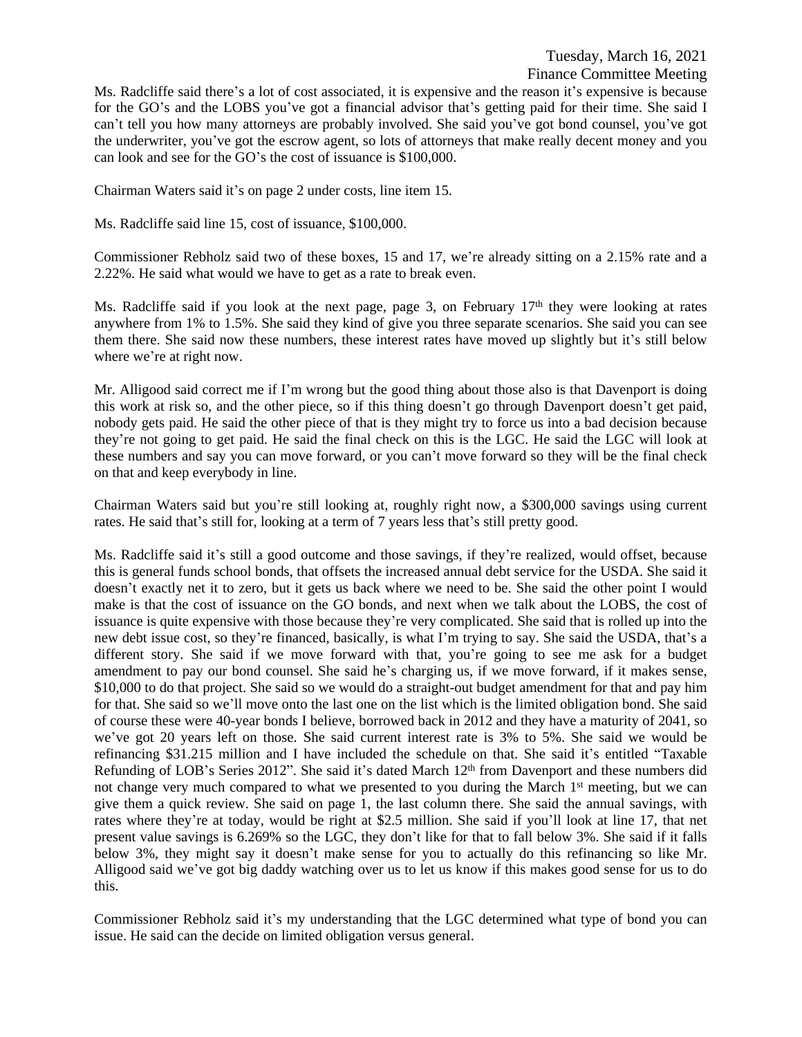Ms. Radcliffe said there's a lot of cost associated, it is expensive and the reason it's expensive is because for the GO's and the LOBS you've got a financial advisor that's getting paid for their time. She said I can't tell you how many attorneys are probably involved. She said you've got bond counsel, you've got the underwriter, you've got the escrow agent, so lots of attorneys that make really decent money and you can look and see for the GO's the cost of issuance is $100,000.

Chairman Waters said it's on page 2 under costs, line item 15.

Ms. Radcliffe said line 15, cost of issuance, $100,000.

Commissioner Rebholz said two of these boxes, 15 and 17, we're already sitting on a 2.15% rate and a 2.22%. He said what would we have to get as a rate to break even.

Ms. Radcliffe said if you look at the next page, page 3, on February 17th they were looking at rates anywhere from 1% to 1.5%. She said they kind of give you three separate scenarios. She said you can see them there. She said now these numbers, these interest rates have moved up slightly but it's still below where we're at right now.

Mr. Alligood said correct me if I'm wrong but the good thing about those also is that Davenport is doing this work at risk so, and the other piece, so if this thing doesn't go through Davenport doesn't get paid, nobody gets paid. He said the other piece of that is they might try to force us into a bad decision because they're not going to get paid. He said the final check on this is the LGC. He said the LGC will look at these numbers and say you can move forward, or you can't move forward so they will be the final check on that and keep everybody in line.

Chairman Waters said but you're still looking at, roughly right now, a $300,000 savings using current rates. He said that's still for, looking at a term of 7 years less that's still pretty good.

Ms. Radcliffe said it's still a good outcome and those savings, if they're realized, would offset, because this is general funds school bonds, that offsets the increased annual debt service for the USDA. She said it doesn't exactly net it to zero, but it gets us back where we need to be. She said the other point I would make is that the cost of issuance on the GO bonds, and next when we talk about the LOBS, the cost of issuance is quite expensive with those because they're very complicated. She said that is rolled up into the new debt issue cost, so they're financed, basically, is what I'm trying to say. She said the USDA, that's a different story. She said if we move forward with that, you're going to see me ask for a budget amendment to pay our bond counsel. She said he's charging us, if we move forward, if it makes sense, $10,000 to do that project. She said so we would do a straight-out budget amendment for that and pay him for that. She said so we'll move onto the last one on the list which is the limited obligation bond. She said of course these were 40-year bonds I believe, borrowed back in 2012 and they have a maturity of 2041, so we've got 20 years left on those. She said current interest rate is 3% to 5%. She said we would be refinancing $31.215 million and I have included the schedule on that. She said it's entitled "Taxable Refunding of LOB's Series 2012". She said it's dated March 12th from Davenport and these numbers did not change very much compared to what we presented to you during the March 1st meeting, but we can give them a quick review. She said on page 1, the last column there. She said the annual savings, with rates where they're at today, would be right at $2.5 million. She said if you'll look at line 17, that net present value savings is 6.269% so the LGC, they don't like for that to fall below 3%. She said if it falls below 3%, they might say it doesn't make sense for you to actually do this refinancing so like Mr. Alligood said we've got big daddy watching over us to let us know if this makes good sense for us to do this.

Commissioner Rebholz said it's my understanding that the LGC determined what type of bond you can issue. He said can the decide on limited obligation versus general.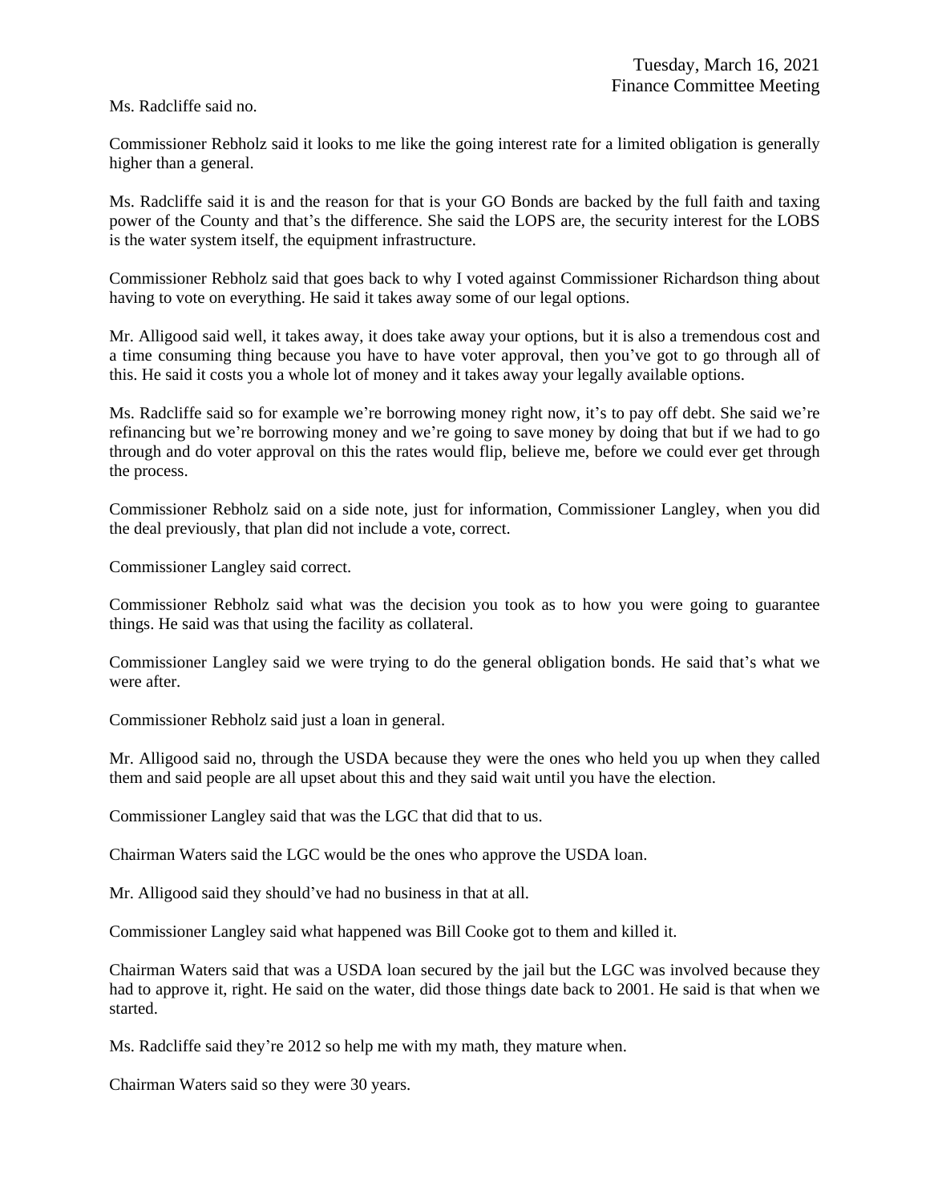Ms. Radcliffe said no.

Commissioner Rebholz said it looks to me like the going interest rate for a limited obligation is generally higher than a general.

Ms. Radcliffe said it is and the reason for that is your GO Bonds are backed by the full faith and taxing power of the County and that's the difference. She said the LOPS are, the security interest for the LOBS is the water system itself, the equipment infrastructure.

Commissioner Rebholz said that goes back to why I voted against Commissioner Richardson thing about having to vote on everything. He said it takes away some of our legal options.

Mr. Alligood said well, it takes away, it does take away your options, but it is also a tremendous cost and a time consuming thing because you have to have voter approval, then you've got to go through all of this. He said it costs you a whole lot of money and it takes away your legally available options.

Ms. Radcliffe said so for example we're borrowing money right now, it's to pay off debt. She said we're refinancing but we're borrowing money and we're going to save money by doing that but if we had to go through and do voter approval on this the rates would flip, believe me, before we could ever get through the process.

Commissioner Rebholz said on a side note, just for information, Commissioner Langley, when you did the deal previously, that plan did not include a vote, correct.

Commissioner Langley said correct.

Commissioner Rebholz said what was the decision you took as to how you were going to guarantee things. He said was that using the facility as collateral.

Commissioner Langley said we were trying to do the general obligation bonds. He said that's what we were after.

Commissioner Rebholz said just a loan in general.

Mr. Alligood said no, through the USDA because they were the ones who held you up when they called them and said people are all upset about this and they said wait until you have the election.

Commissioner Langley said that was the LGC that did that to us.

Chairman Waters said the LGC would be the ones who approve the USDA loan.

Mr. Alligood said they should've had no business in that at all.

Commissioner Langley said what happened was Bill Cooke got to them and killed it.

Chairman Waters said that was a USDA loan secured by the jail but the LGC was involved because they had to approve it, right. He said on the water, did those things date back to 2001. He said is that when we started.

Ms. Radcliffe said they're 2012 so help me with my math, they mature when.

Chairman Waters said so they were 30 years.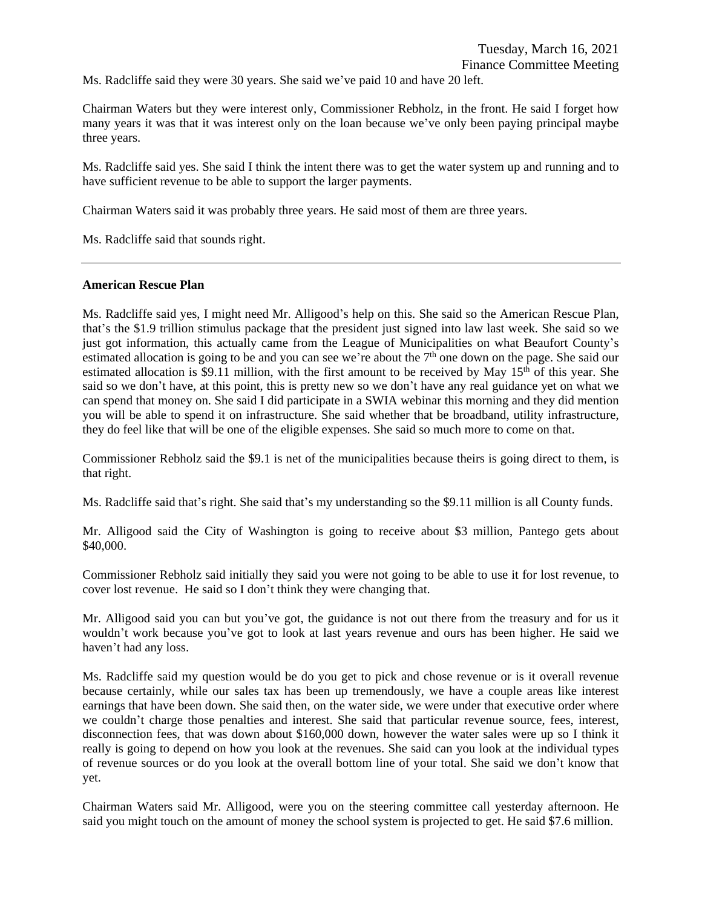Ms. Radcliffe said they were 30 years. She said we've paid 10 and have 20 left.

Chairman Waters but they were interest only, Commissioner Rebholz, in the front. He said I forget how many years it was that it was interest only on the loan because we've only been paying principal maybe three years.

Ms. Radcliffe said yes. She said I think the intent there was to get the water system up and running and to have sufficient revenue to be able to support the larger payments.

Chairman Waters said it was probably three years. He said most of them are three years.

Ms. Radcliffe said that sounds right.

---

**American Rescue Plan**

Ms. Radcliffe said yes, I might need Mr. Alligood's help on this. She said so the American Rescue Plan, that's the $1.9 trillion stimulus package that the president just signed into law last week. She said so we just got information, this actually came from the League of Municipalities on what Beaufort County's estimated allocation is going to be and you can see we're about the 7th one down on the page. She said our estimated allocation is $9.11 million, with the first amount to be received by May 15th of this year. She said so we don't have, at this point, this is pretty new so we don't have any real guidance yet on what we can spend that money on. She said I did participate in a SWIA webinar this morning and they did mention you will be able to spend it on infrastructure. She said whether that be broadband, utility infrastructure, they do feel like that will be one of the eligible expenses. She said so much more to come on that.

Commissioner Rebholz said the $9.1 is net of the municipalities because theirs is going direct to them, is that right.

Ms. Radcliffe said that's right. She said that's my understanding so the $9.11 million is all County funds.

Mr. Alligood said the City of Washington is going to receive about $3 million, Pantego gets about $40,000.

Commissioner Rebholz said initially they said you were not going to be able to use it for lost revenue, to cover lost revenue. He said so I don't think they were changing that.

Mr. Alligood said you can but you've got, the guidance is not out there from the treasury and for us it wouldn't work because you've got to look at last years revenue and ours has been higher. He said we haven't had any loss.

Ms. Radcliffe said my question would be do you get to pick and chose revenue or is it overall revenue because certainly, while our sales tax has been up tremendously, we have a couple areas like interest earnings that have been down. She said then, on the water side, we were under that executive order where we couldn't charge those penalties and interest. She said that particular revenue source, fees, interest, disconnection fees, that was down about $160,000 down, however the water sales were up so I think it really is going to depend on how you look at the revenues. She said can you look at the individual types of revenue sources or do you look at the overall bottom line of your total. She said we don't know that yet.

Chairman Waters said Mr. Alligood, were you on the steering committee call yesterday afternoon. He said you might touch on the amount of money the school system is projected to get. He said $7.6 million.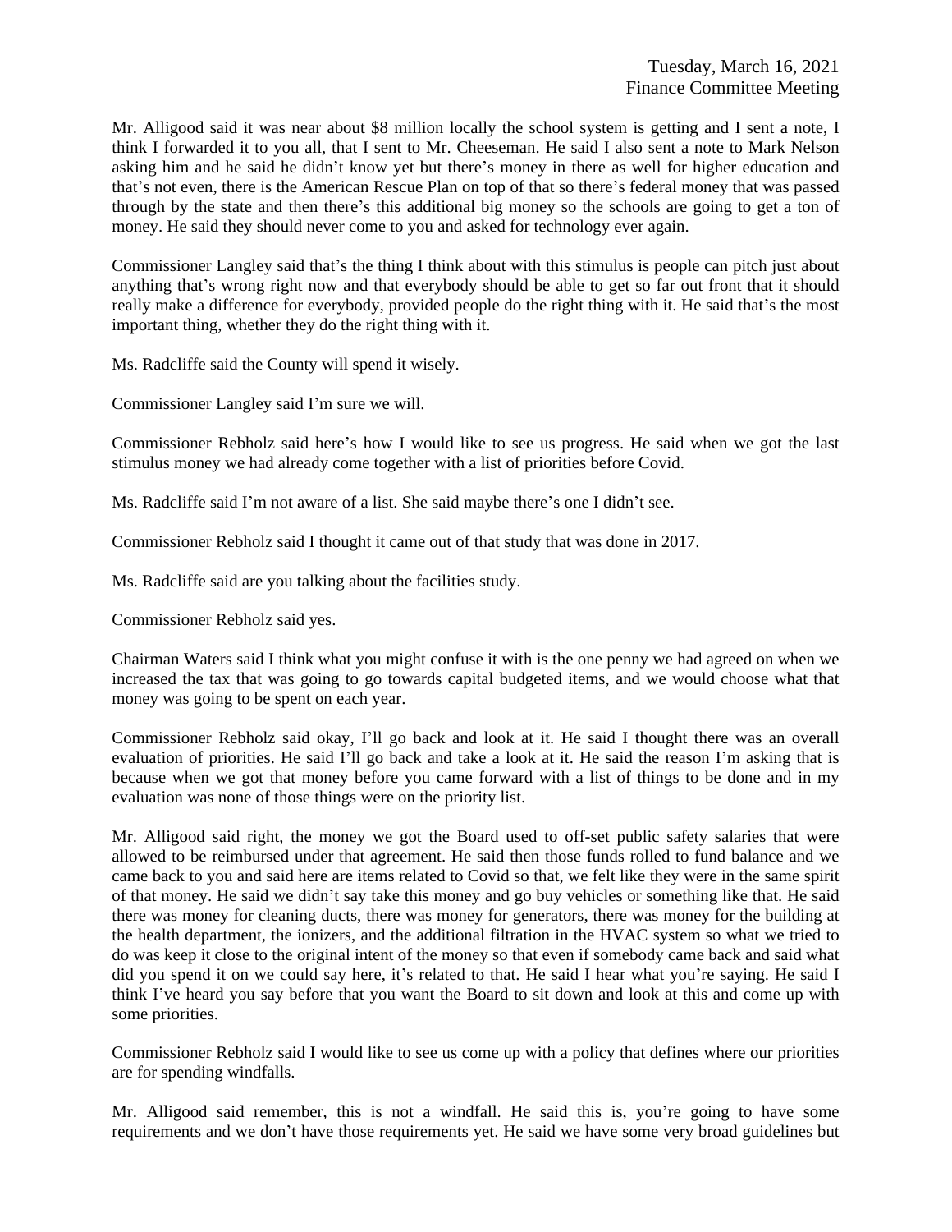Mr. Alligood said it was near about $8 million locally the school system is getting and I sent a note, I think I forwarded it to you all, that I sent to Mr. Cheeseman. He said I also sent a note to Mark Nelson asking him and he said he didn't know yet but there's money in there as well for higher education and that's not even, there is the American Rescue Plan on top of that so there's federal money that was passed through by the state and then there's this additional big money so the schools are going to get a ton of money. He said they should never come to you and asked for technology ever again.

Commissioner Langley said that's the thing I think about with this stimulus is people can pitch just about anything that's wrong right now and that everybody should be able to get so far out front that it should really make a difference for everybody, provided people do the right thing with it. He said that's the most important thing, whether they do the right thing with it.

Ms. Radcliffe said the County will spend it wisely.

Commissioner Langley said I'm sure we will.

Commissioner Rebholz said here's how I would like to see us progress. He said when we got the last stimulus money we had already come together with a list of priorities before Covid.

Ms. Radcliffe said I'm not aware of a list. She said maybe there's one I didn't see.

Commissioner Rebholz said I thought it came out of that study that was done in 2017.

Ms. Radcliffe said are you talking about the facilities study.

Commissioner Rebholz said yes.

Chairman Waters said I think what you might confuse it with is the one penny we had agreed on when we increased the tax that was going to go towards capital budgeted items, and we would choose what that money was going to be spent on each year.

Commissioner Rebholz said okay, I'll go back and look at it. He said I thought there was an overall evaluation of priorities. He said I'll go back and take a look at it. He said the reason I'm asking that is because when we got that money before you came forward with a list of things to be done and in my evaluation was none of those things were on the priority list.

Mr. Alligood said right, the money we got the Board used to off-set public safety salaries that were allowed to be reimbursed under that agreement. He said then those funds rolled to fund balance and we came back to you and said here are items related to Covid so that, we felt like they were in the same spirit of that money. He said we didn't say take this money and go buy vehicles or something like that. He said there was money for cleaning ducts, there was money for generators, there was money for the building at the health department, the ionizers, and the additional filtration in the HVAC system so what we tried to do was keep it close to the original intent of the money so that even if somebody came back and said what did you spend it on we could say here, it's related to that. He said I hear what you're saying. He said I think I've heard you say before that you want the Board to sit down and look at this and come up with some priorities.

Commissioner Rebholz said I would like to see us come up with a policy that defines where our priorities are for spending windfalls.

Mr. Alligood said remember, this is not a windfall. He said this is, you're going to have some requirements and we don't have those requirements yet. He said we have some very broad guidelines but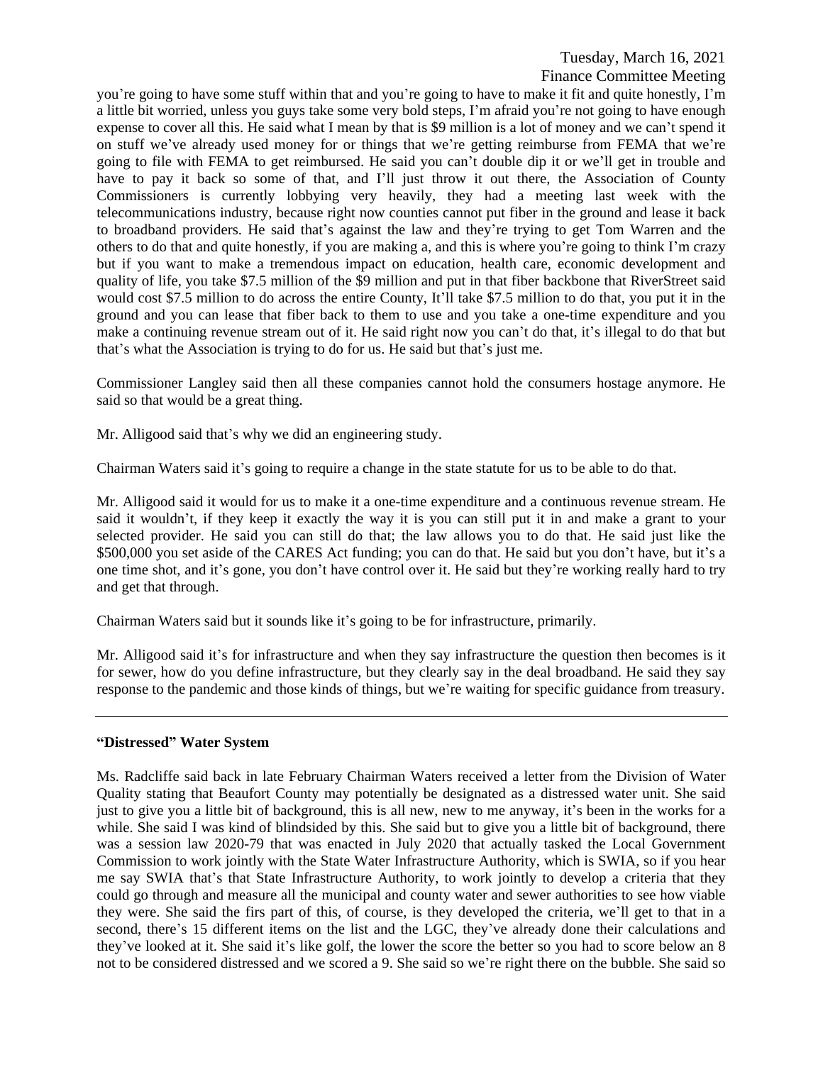you're going to have some stuff within that and you're going to have to make it fit and quite honestly, I'm a little bit worried, unless you guys take some very bold steps, I'm afraid you're not going to have enough expense to cover all this. He said what I mean by that is $9 million is a lot of money and we can't spend it on stuff we've already used money for or things that we're getting reimburse from FEMA that we're going to file with FEMA to get reimbursed. He said you can't double dip it or we'll get in trouble and have to pay it back so some of that, and I'll just throw it out there, the Association of County Commissioners is currently lobbying very heavily, they had a meeting last week with the telecommunications industry, because right now counties cannot put fiber in the ground and lease it back to broadband providers. He said that's against the law and they're trying to get Tom Warren and the others to do that and quite honestly, if you are making a, and this is where you're going to think I'm crazy but if you want to make a tremendous impact on education, health care, economic development and quality of life, you take $7.5 million of the $9 million and put in that fiber backbone that RiverStreet said would cost $7.5 million to do across the entire County, It'll take $7.5 million to do that, you put it in the ground and you can lease that fiber back to them to use and you take a one-time expenditure and you make a continuing revenue stream out of it. He said right now you can't do that, it's illegal to do that but that's what the Association is trying to do for us. He said but that's just me.

Commissioner Langley said then all these companies cannot hold the consumers hostage anymore. He said so that would be a great thing.

Mr. Alligood said that's why we did an engineering study.

Chairman Waters said it's going to require a change in the state statute for us to be able to do that.

Mr. Alligood said it would for us to make it a one-time expenditure and a continuous revenue stream. He said it wouldn't, if they keep it exactly the way it is you can still put it in and make a grant to your selected provider. He said you can still do that; the law allows you to do that. He said just like the $500,000 you set aside of the CARES Act funding; you can do that. He said but you don't have, but it's a one time shot, and it's gone, you don't have control over it. He said but they're working really hard to try and get that through.

Chairman Waters said but it sounds like it's going to be for infrastructure, primarily.

Mr. Alligood said it's for infrastructure and when they say infrastructure the question then becomes is it for sewer, how do you define infrastructure, but they clearly say in the deal broadband. He said they say response to the pandemic and those kinds of things, but we're waiting for specific guidance from treasury.

---

**"Distressed" Water System**

Ms. Radcliffe said back in late February Chairman Waters received a letter from the Division of Water Quality stating that Beaufort County may potentially be designated as a distressed water unit. She said just to give you a little bit of background, this is all new, new to me anyway, it's been in the works for a while. She said I was kind of blindsided by this. She said but to give you a little bit of background, there was a session law 2020-79 that was enacted in July 2020 that actually tasked the Local Government Commission to work jointly with the State Water Infrastructure Authority, which is SWIA, so if you hear me say SWIA that's that State Infrastructure Authority, to work jointly to develop a criteria that they could go through and measure all the municipal and county water and sewer authorities to see how viable they were. She said the firs part of this, of course, is they developed the criteria, we'll get to that in a second, there's 15 different items on the list and the LGC, they've already done their calculations and they've looked at it. She said it's like golf, the lower the score the better so you had to score below an 8 not to be considered distressed and we scored a 9. She said so we're right there on the bubble. She said so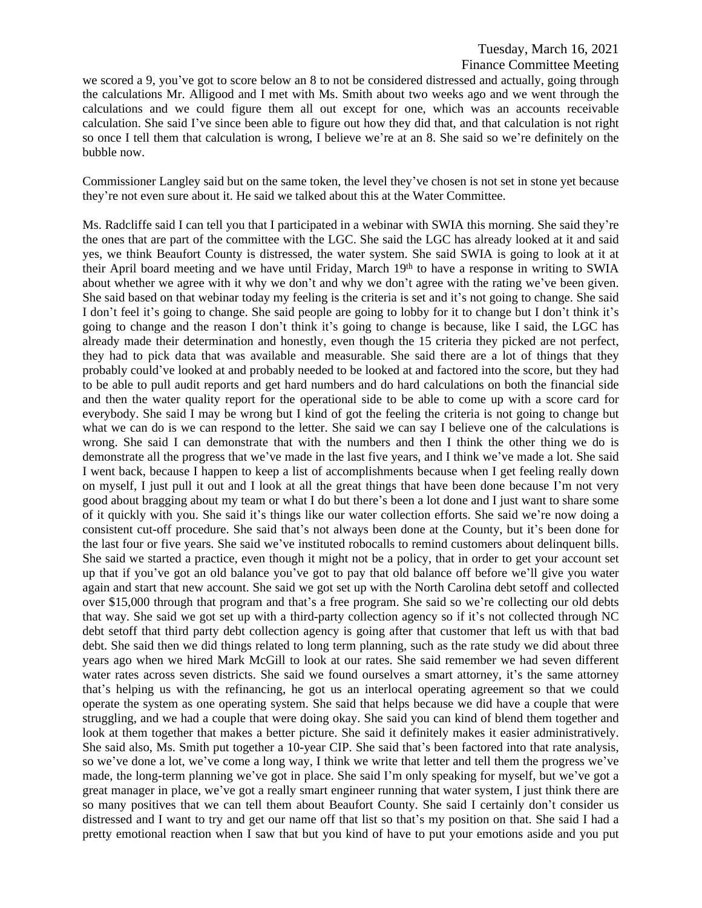we scored a 9, you've got to score below an 8 to not be considered distressed and actually, going through the calculations Mr. Alligood and I met with Ms. Smith about two weeks ago and we went through the calculations and we could figure them all out except for one, which was an accounts receivable calculation. She said I've since been able to figure out how they did that, and that calculation is not right so once I tell them that calculation is wrong, I believe we're at an 8. She said so we're definitely on the bubble now.

Commissioner Langley said but on the same token, the level they've chosen is not set in stone yet because they're not even sure about it. He said we talked about this at the Water Committee.

Ms. Radcliffe said I can tell you that I participated in a webinar with SWIA this morning. She said they're the ones that are part of the committee with the LGC. She said the LGC has already looked at it and said yes, we think Beaufort County is distressed, the water system. She said SWIA is going to look at it at their April board meeting and we have until Friday, March 19th to have a response in writing to SWIA about whether we agree with it why we don't and why we don't agree with the rating we've been given. She said based on that webinar today my feeling is the criteria is set and it's not going to change. She said I don't feel it's going to change. She said people are going to lobby for it to change but I don't think it's going to change and the reason I don't think it's going to change is because, like I said, the LGC has already made their determination and honestly, even though the 15 criteria they picked are not perfect, they had to pick data that was available and measurable. She said there are a lot of things that they probably could've looked at and probably needed to be looked at and factored into the score, but they had to be able to pull audit reports and get hard numbers and do hard calculations on both the financial side and then the water quality report for the operational side to be able to come up with a score card for everybody. She said I may be wrong but I kind of got the feeling the criteria is not going to change but what we can do is we can respond to the letter. She said we can say I believe one of the calculations is wrong. She said I can demonstrate that with the numbers and then I think the other thing we do is demonstrate all the progress that we've made in the last five years, and I think we've made a lot. She said I went back, because I happen to keep a list of accomplishments because when I get feeling really down on myself, I just pull it out and I look at all the great things that have been done because I'm not very good about bragging about my team or what I do but there's been a lot done and I just want to share some of it quickly with you. She said it's things like our water collection efforts. She said we're now doing a consistent cut-off procedure. She said that's not always been done at the County, but it's been done for the last four or five years. She said we've instituted robocalls to remind customers about delinquent bills. She said we started a practice, even though it might not be a policy, that in order to get your account set up that if you've got an old balance you've got to pay that old balance off before we'll give you water again and start that new account. She said we got set up with the North Carolina debt setoff and collected over $15,000 through that program and that's a free program. She said so we're collecting our old debts that way. She said we got set up with a third-party collection agency so if it's not collected through NC debt setoff that third party debt collection agency is going after that customer that left us with that bad debt. She said then we did things related to long term planning, such as the rate study we did about three years ago when we hired Mark McGill to look at our rates. She said remember we had seven different water rates across seven districts. She said we found ourselves a smart attorney, it's the same attorney that's helping us with the refinancing, he got us an interlocal operating agreement so that we could operate the system as one operating system. She said that helps because we did have a couple that were struggling, and we had a couple that were doing okay. She said you can kind of blend them together and look at them together that makes a better picture. She said it definitely makes it easier administratively. She said also, Ms. Smith put together a 10-year CIP. She said that's been factored into that rate analysis, so we've done a lot, we've come a long way, I think we write that letter and tell them the progress we've made, the long-term planning we've got in place. She said I'm only speaking for myself, but we've got a great manager in place, we've got a really smart engineer running that water system, I just think there are so many positives that we can tell them about Beaufort County. She said I certainly don't consider us distressed and I want to try and get our name off that list so that's my position on that. She said I had a pretty emotional reaction when I saw that but you kind of have to put your emotions aside and you put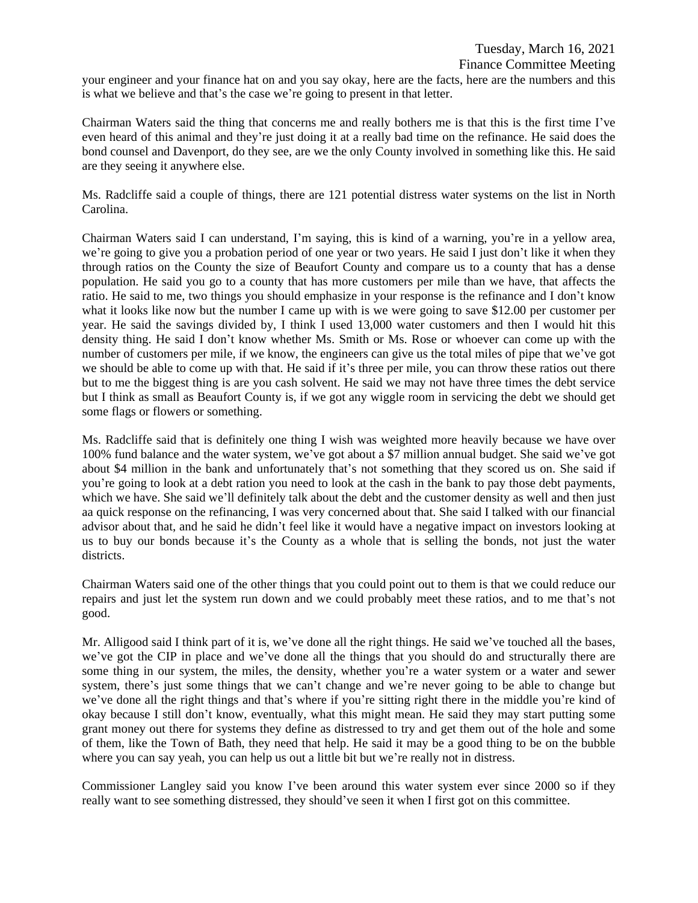your engineer and your finance hat on and you say okay, here are the facts, here are the numbers and this is what we believe and that's the case we're going to present in that letter.

Chairman Waters said the thing that concerns me and really bothers me is that this is the first time I've even heard of this animal and they're just doing it at a really bad time on the refinance. He said does the bond counsel and Davenport, do they see, are we the only County involved in something like this. He said are they seeing it anywhere else.

Ms. Radcliffe said a couple of things, there are 121 potential distress water systems on the list in North Carolina.

Chairman Waters said I can understand, I'm saying, this is kind of a warning, you're in a yellow area, we're going to give you a probation period of one year or two years. He said I just don't like it when they through ratios on the County the size of Beaufort County and compare us to a county that has a dense population. He said you go to a county that has more customers per mile than we have, that affects the ratio. He said to me, two things you should emphasize in your response is the refinance and I don't know what it looks like now but the number I came up with is we were going to save $12.00 per customer per year. He said the savings divided by, I think I used 13,000 water customers and then I would hit this density thing. He said I don't know whether Ms. Smith or Ms. Rose or whoever can come up with the number of customers per mile, if we know, the engineers can give us the total miles of pipe that we've got we should be able to come up with that. He said if it's three per mile, you can throw these ratios out there but to me the biggest thing is are you cash solvent. He said we may not have three times the debt service but I think as small as Beaufort County is, if we got any wiggle room in servicing the debt we should get some flags or flowers or something.

Ms. Radcliffe said that is definitely one thing I wish was weighted more heavily because we have over 100% fund balance and the water system, we've got about a $7 million annual budget. She said we've got about $4 million in the bank and unfortunately that's not something that they scored us on. She said if you're going to look at a debt ration you need to look at the cash in the bank to pay those debt payments, which we have. She said we'll definitely talk about the debt and the customer density as well and then just aa quick response on the refinancing, I was very concerned about that. She said I talked with our financial advisor about that, and he said he didn't feel like it would have a negative impact on investors looking at us to buy our bonds because it's the County as a whole that is selling the bonds, not just the water districts.

Chairman Waters said one of the other things that you could point out to them is that we could reduce our repairs and just let the system run down and we could probably meet these ratios, and to me that's not good.

Mr. Alligood said I think part of it is, we've done all the right things. He said we've touched all the bases, we've got the CIP in place and we've done all the things that you should do and structurally there are some thing in our system, the miles, the density, whether you're a water system or a water and sewer system, there's just some things that we can't change and we're never going to be able to change but we've done all the right things and that's where if you're sitting right there in the middle you're kind of okay because I still don't know, eventually, what this might mean. He said they may start putting some grant money out there for systems they define as distressed to try and get them out of the hole and some of them, like the Town of Bath, they need that help. He said it may be a good thing to be on the bubble where you can say yeah, you can help us out a little bit but we're really not in distress.

Commissioner Langley said you know I've been around this water system ever since 2000 so if they really want to see something distressed, they should've seen it when I first got on this committee.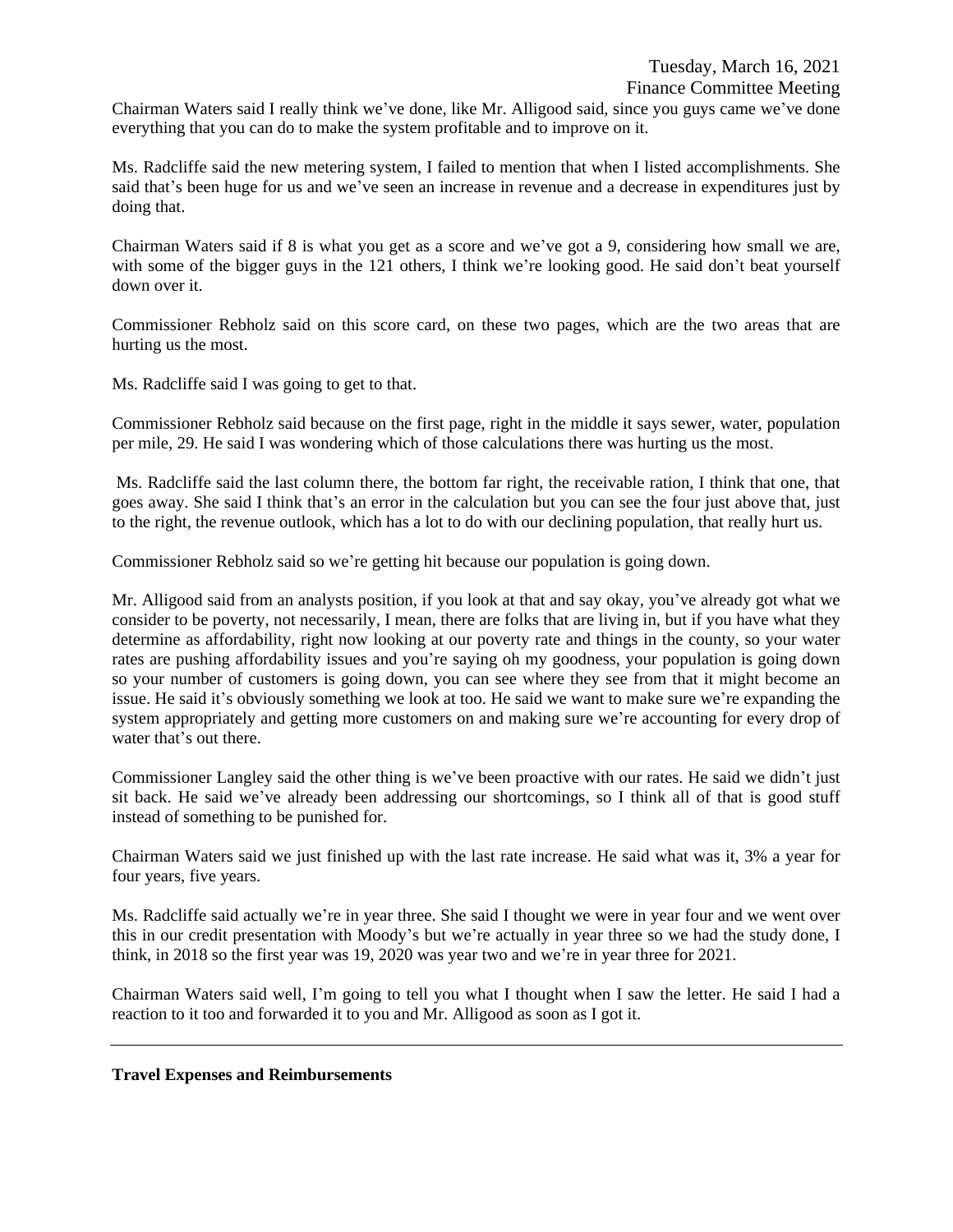Chairman Waters said I really think we've done, like Mr. Alligood said, since you guys came we've done everything that you can do to make the system profitable and to improve on it.

Ms. Radcliffe said the new metering system, I failed to mention that when I listed accomplishments. She said that's been huge for us and we've seen an increase in revenue and a decrease in expenditures just by doing that.

Chairman Waters said if 8 is what you get as a score and we've got a 9, considering how small we are, with some of the bigger guys in the 121 others, I think we're looking good. He said don't beat yourself down over it.

Commissioner Rebholz said on this score card, on these two pages, which are the two areas that are hurting us the most.

Ms. Radcliffe said I was going to get to that.

Commissioner Rebholz said because on the first page, right in the middle it says sewer, water, population per mile, 29. He said I was wondering which of those calculations there was hurting us the most.

Ms. Radcliffe said the last column there, the bottom far right, the receivable ration, I think that one, that goes away. She said I think that's an error in the calculation but you can see the four just above that, just to the right, the revenue outlook, which has a lot to do with our declining population, that really hurt us.

Commissioner Rebholz said so we're getting hit because our population is going down.

Mr. Alligood said from an analysts position, if you look at that and say okay, you've already got what we consider to be poverty, not necessarily, I mean, there are folks that are living in, but if you have what they determine as affordability, right now looking at our poverty rate and things in the county, so your water rates are pushing affordability issues and you're saying oh my goodness, your population is going down so your number of customers is going down, you can see where they see from that it might become an issue. He said it's obviously something we look at too. He said we want to make sure we're expanding the system appropriately and getting more customers on and making sure we're accounting for every drop of water that's out there.

Commissioner Langley said the other thing is we've been proactive with our rates. He said we didn't just sit back. He said we've already been addressing our shortcomings, so I think all of that is good stuff instead of something to be punished for.

Chairman Waters said we just finished up with the last rate increase. He said what was it, 3% a year for four years, five years.

Ms. Radcliffe said actually we're in year three. She said I thought we were in year four and we went over this in our credit presentation with Moody's but we're actually in year three so we had the study done, I think, in 2018 so the first year was 19, 2020 was year two and we're in year three for 2021.

Chairman Waters said well, I'm going to tell you what I thought when I saw the letter. He said I had a reaction to it too and forwarded it to you and Mr. Alligood as soon as I got it.

---

**Travel Expenses and Reimbursements**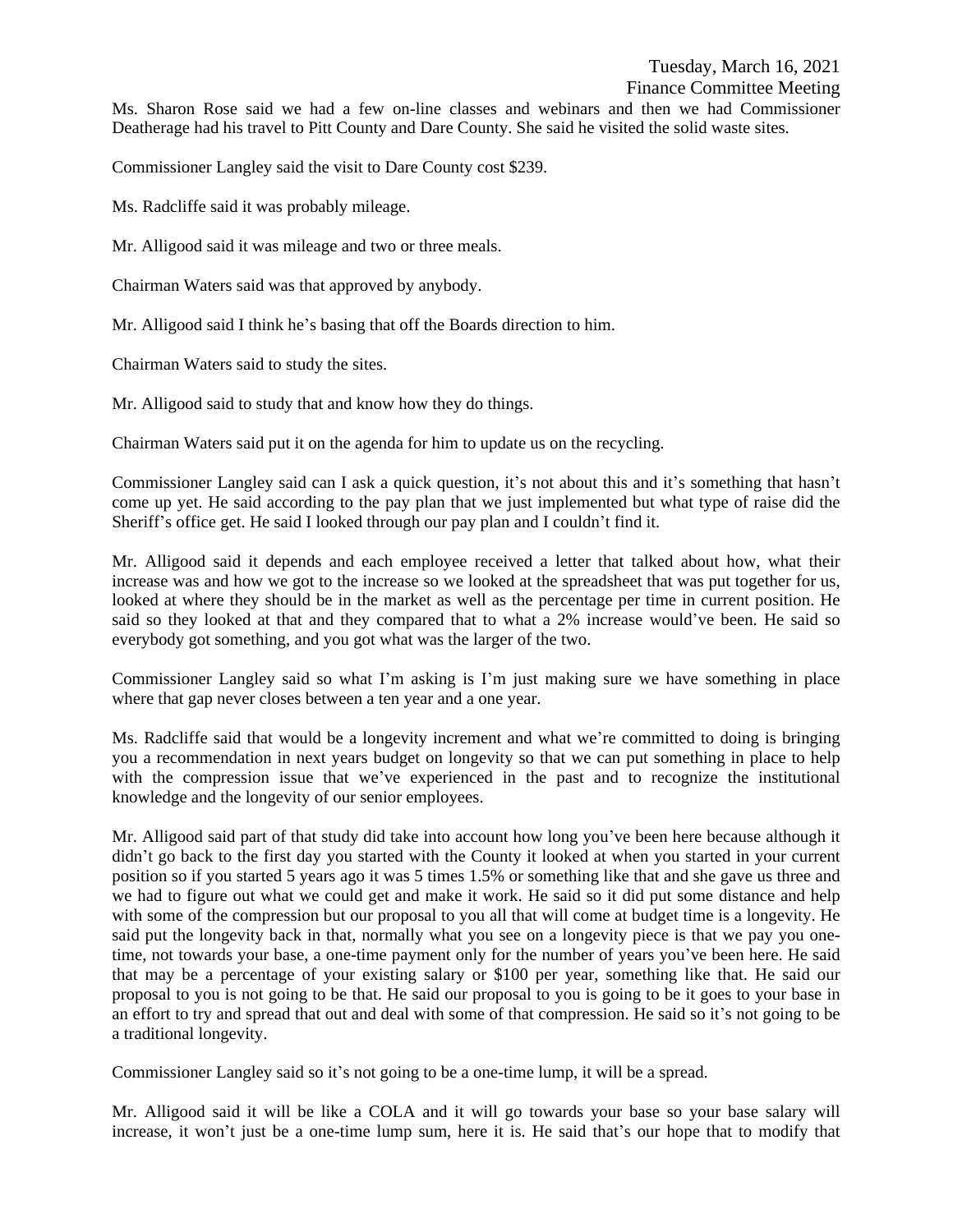Ms. Sharon Rose said we had a few on-line classes and webinars and then we had Commissioner Deatherage had his travel to Pitt County and Dare County. She said he visited the solid waste sites.

Commissioner Langley said the visit to Dare County cost $239.

Ms. Radcliffe said it was probably mileage.

Mr. Alligood said it was mileage and two or three meals.

Chairman Waters said was that approved by anybody.

Mr. Alligood said I think he's basing that off the Boards direction to him.

Chairman Waters said to study the sites.

Mr. Alligood said to study that and know how they do things.

Chairman Waters said put it on the agenda for him to update us on the recycling.

Commissioner Langley said can I ask a quick question, it's not about this and it's something that hasn't come up yet. He said according to the pay plan that we just implemented but what type of raise did the Sheriff's office get. He said I looked through our pay plan and I couldn't find it.

Mr. Alligood said it depends and each employee received a letter that talked about how, what their increase was and how we got to the increase so we looked at the spreadsheet that was put together for us, looked at where they should be in the market as well as the percentage per time in current position. He said so they looked at that and they compared that to what a 2% increase would've been. He said so everybody got something, and you got what was the larger of the two.

Commissioner Langley said so what I'm asking is I'm just making sure we have something in place where that gap never closes between a ten year and a one year.

Ms. Radcliffe said that would be a longevity increment and what we're committed to doing is bringing you a recommendation in next years budget on longevity so that we can put something in place to help with the compression issue that we've experienced in the past and to recognize the institutional knowledge and the longevity of our senior employees.

Mr. Alligood said part of that study did take into account how long you've been here because although it didn't go back to the first day you started with the County it looked at when you started in your current position so if you started 5 years ago it was 5 times 1.5% or something like that and she gave us three and we had to figure out what we could get and make it work. He said so it did put some distance and help with some of the compression but our proposal to you all that will come at budget time is a longevity. He said put the longevity back in that, normally what you see on a longevity piece is that we pay you one-time, not towards your base, a one-time payment only for the number of years you've been here. He said that may be a percentage of your existing salary or $100 per year, something like that. He said our proposal to you is not going to be that. He said our proposal to you is going to be it goes to your base in an effort to try and spread that out and deal with some of that compression. He said so it's not going to be a traditional longevity.

Commissioner Langley said so it's not going to be a one-time lump, it will be a spread.

Mr. Alligood said it will be like a COLA and it will go towards your base so your base salary will increase, it won't just be a one-time lump sum, here it is. He said that's our hope that to modify that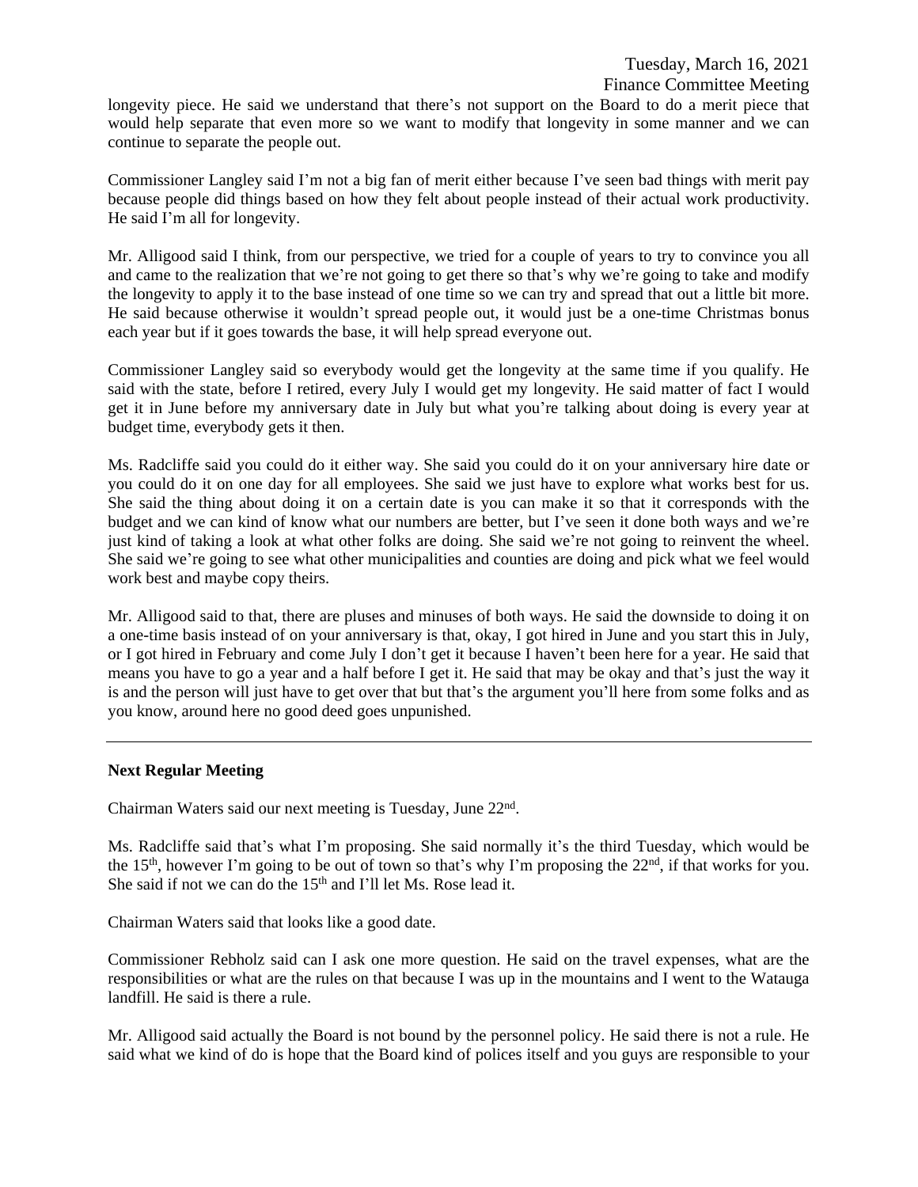longevity piece. He said we understand that there's not support on the Board to do a merit piece that would help separate that even more so we want to modify that longevity in some manner and we can continue to separate the people out.

Commissioner Langley said I'm not a big fan of merit either because I've seen bad things with merit pay because people did things based on how they felt about people instead of their actual work productivity. He said I'm all for longevity.

Mr. Alligood said I think, from our perspective, we tried for a couple of years to try to convince you all and came to the realization that we're not going to get there so that's why we're going to take and modify the longevity to apply it to the base instead of one time so we can try and spread that out a little bit more. He said because otherwise it wouldn't spread people out, it would just be a one-time Christmas bonus each year but if it goes towards the base, it will help spread everyone out.

Commissioner Langley said so everybody would get the longevity at the same time if you qualify. He said with the state, before I retired, every July I would get my longevity. He said matter of fact I would get it in June before my anniversary date in July but what you're talking about doing is every year at budget time, everybody gets it then.

Ms. Radcliffe said you could do it either way. She said you could do it on your anniversary hire date or you could do it on one day for all employees. She said we just have to explore what works best for us. She said the thing about doing it on a certain date is you can make it so that it corresponds with the budget and we can kind of know what our numbers are better, but I've seen it done both ways and we're just kind of taking a look at what other folks are doing. She said we're not going to reinvent the wheel. She said we're going to see what other municipalities and counties are doing and pick what we feel would work best and maybe copy theirs.

Mr. Alligood said to that, there are pluses and minuses of both ways. He said the downside to doing it on a one-time basis instead of on your anniversary is that, okay, I got hired in June and you start this in July, or I got hired in February and come July I don't get it because I haven't been here for a year. He said that means you have to go a year and a half before I get it. He said that may be okay and that's just the way it is and the person will just have to get over that but that's the argument you'll here from some folks and as you know, around here no good deed goes unpunished.

---

**Next Regular Meeting**

Chairman Waters said our next meeting is Tuesday, June 22nd.

Ms. Radcliffe said that's what I'm proposing. She said normally it's the third Tuesday, which would be the 15th, however I'm going to be out of town so that's why I'm proposing the 22nd, if that works for you. She said if not we can do the 15th and I'll let Ms. Rose lead it.

Chairman Waters said that looks like a good date.

Commissioner Rebholz said can I ask one more question. He said on the travel expenses, what are the responsibilities or what are the rules on that because I was up in the mountains and I went to the Watauga landfill. He said is there a rule.

Mr. Alligood said actually the Board is not bound by the personnel policy. He said there is not a rule. He said what we kind of do is hope that the Board kind of polices itself and you guys are responsible to your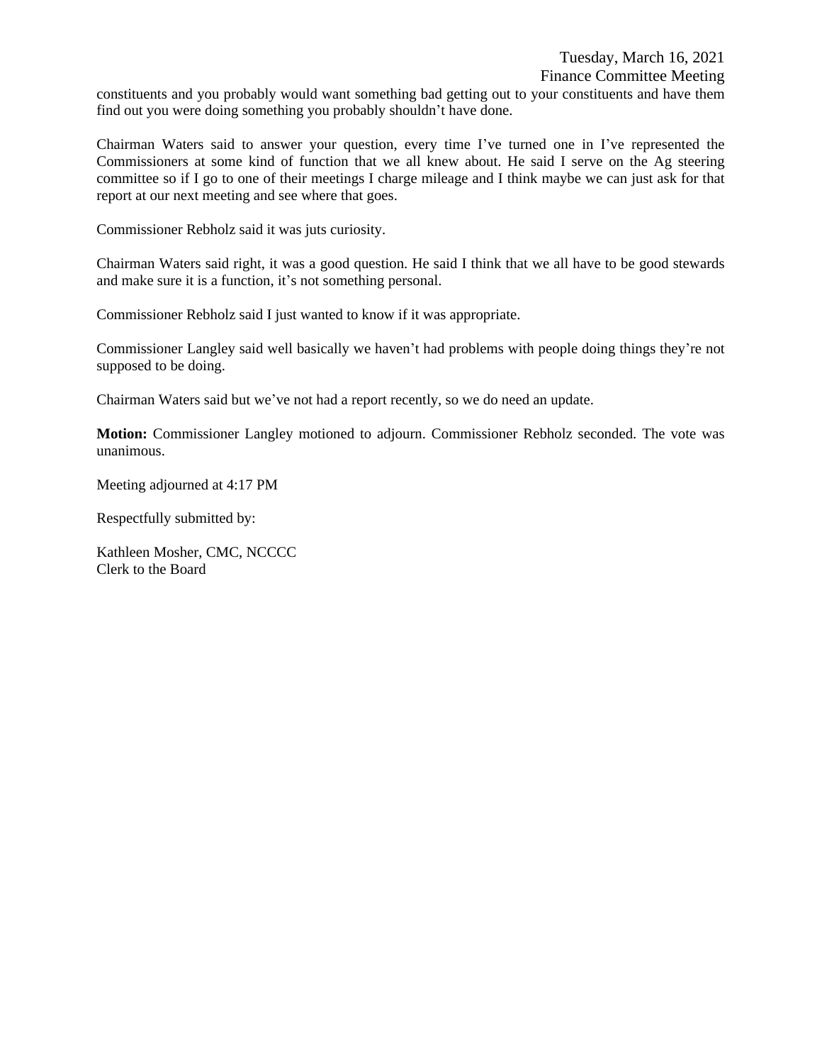constituents and you probably would want something bad getting out to your constituents and have them find out you were doing something you probably shouldn't have done.

Chairman Waters said to answer your question, every time I've turned one in I've represented the Commissioners at some kind of function that we all knew about. He said I serve on the Ag steering committee so if I go to one of their meetings I charge mileage and I think maybe we can just ask for that report at our next meeting and see where that goes.

Commissioner Rebholz said it was juts curiosity.

Chairman Waters said right, it was a good question. He said I think that we all have to be good stewards and make sure it is a function, it's not something personal.

Commissioner Rebholz said I just wanted to know if it was appropriate.

Commissioner Langley said well basically we haven't had problems with people doing things they're not supposed to be doing.

Chairman Waters said but we've not had a report recently, so we do need an update.

**Motion:** Commissioner Langley motioned to adjourn. Commissioner Rebholz seconded. The vote was unanimous.

Meeting adjourned at 4:17 PM

Respectfully submitted by:

Kathleen Mosher, CMC, NCCCC
Clerk to the Board